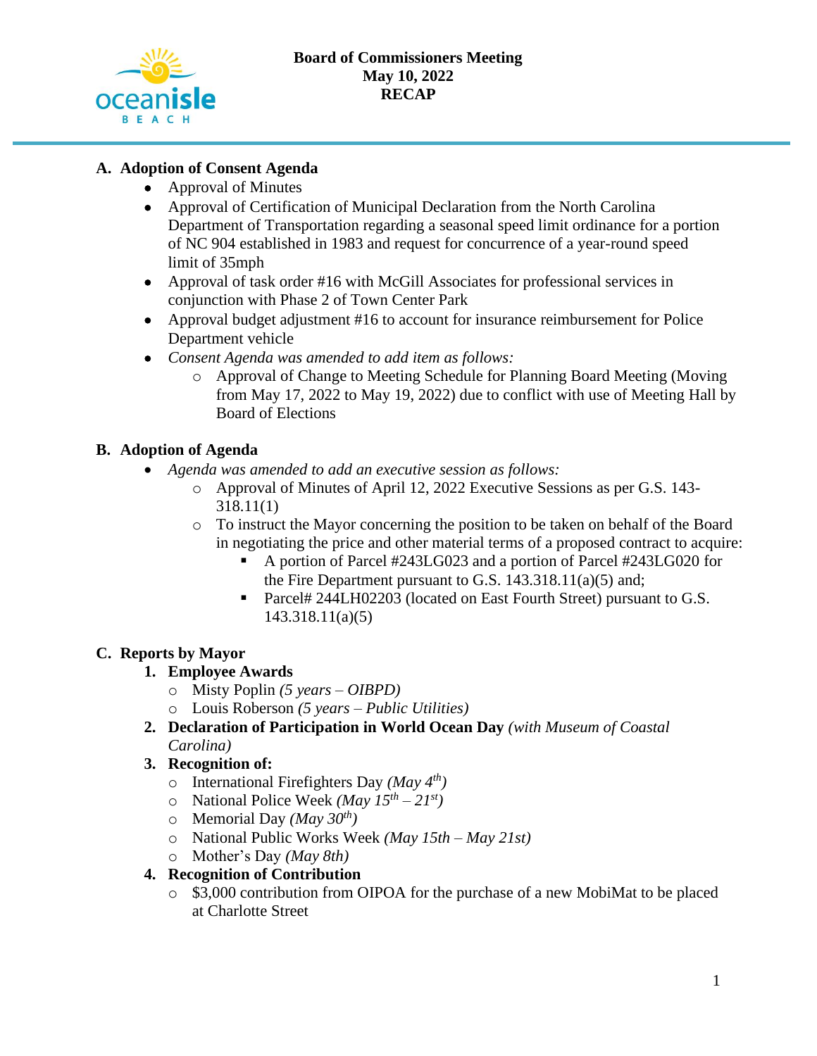# Board of Commissioners Meeting
## May 10, 2022
## RECAP

### A. Adoption of Consent Agenda

- Approval of Minutes
- Approval of Certification of Municipal Declaration from the North Carolina Department of Transportation regarding a seasonal speed limit ordinance for a portion of NC 904 established in 1983 and request for concurrence of a year-round speed limit of 35mph
- Approval of task order #16 with McGill Associates for professional services in conjunction with Phase 2 of Town Center Park
- Approval budget adjustment #16 to account for insurance reimbursement for Police Department vehicle
- *Consent Agenda was amended to add item as follows:*
  - Approval of Change to Meeting Schedule for Planning Board Meeting (Moving from May 17, 2022 to May 19, 2022) due to conflict with use of Meeting Hall by Board of Elections

### B. Adoption of Agenda

- *Agenda was amended to add an executive session as follows:*
  - Approval of Minutes of April 12, 2022 Executive Sessions as per G.S. 143-318.11(1)
  - To instruct the Mayor concerning the position to be taken on behalf of the Board in negotiating the price and other material terms of a proposed contract to acquire:
    - A portion of Parcel #243LG023 and a portion of Parcel #243LG020 for the Fire Department pursuant to G.S. 143.318.11(a)(5) and;
    - Parcel# 244LH02203 (located on East Fourth Street) pursuant to G.S. 143.318.11(a)(5)

### C. Reports by Mayor

1. **Employee Awards**
   - Misty Poplin *(5 years – OIBPD)*
   - Louis Roberson *(5 years – Public Utilities)*
2. **Declaration of Participation in World Ocean Day** *(with Museum of Coastal Carolina)*
3. **Recognition of:**
   - International Firefighters Day *(May 4th)*
   - National Police Week *(May 15th – 21st)*
   - Memorial Day *(May 30th)*
   - National Public Works Week *(May 15th – May 21st)*
   - Mother's Day *(May 8th)*
4. **Recognition of Contribution**
   - $3,000 contribution from OIPOA for the purchase of a new MobiMat to be placed at Charlotte Street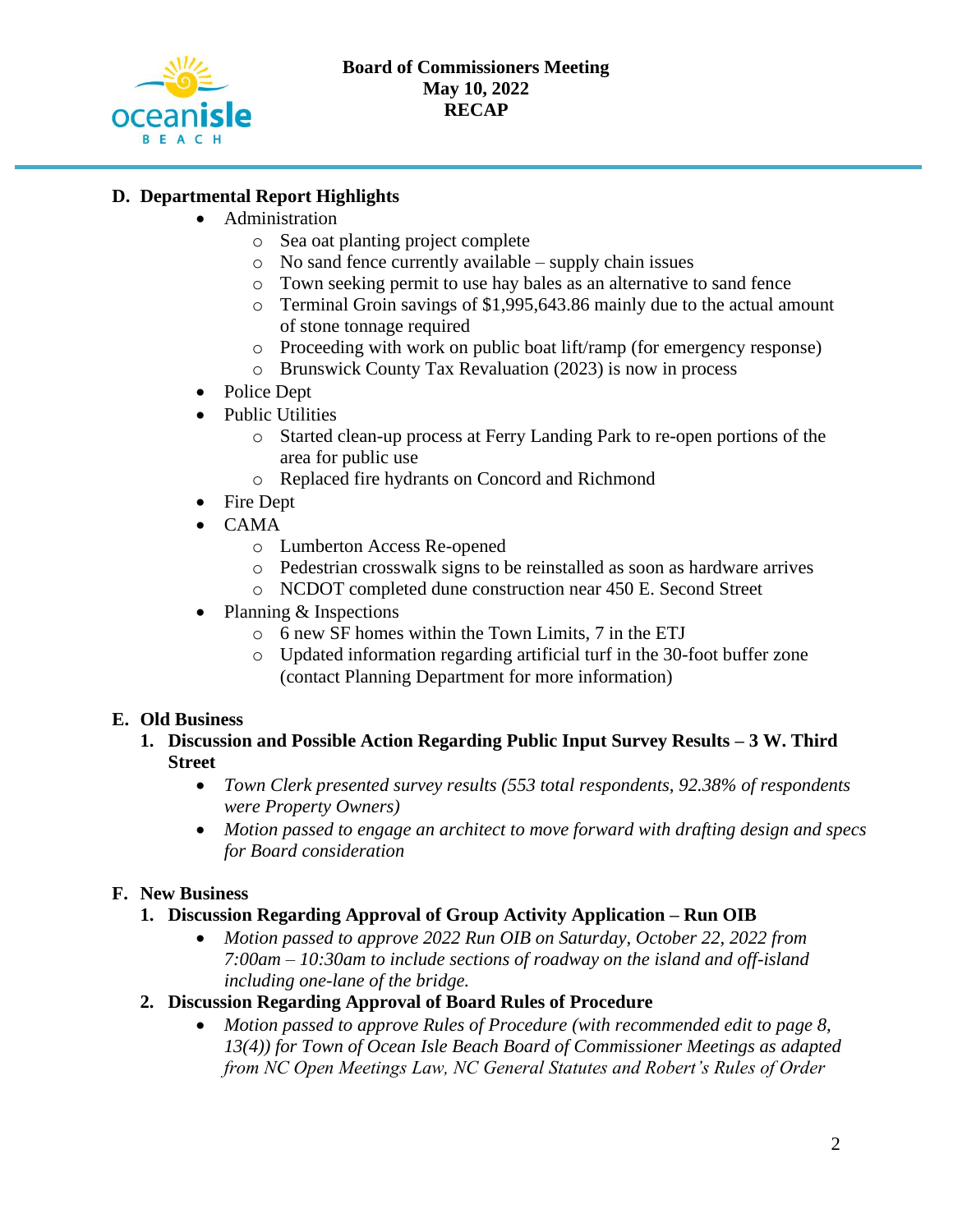**Board of Commissioners Meeting**
**May 10, 2022**
**RECAP**

## D. Departmental Report Highlights

- Administration
  - Sea oat planting project complete
  - No sand fence currently available – supply chain issues
  - Town seeking permit to use hay bales as an alternative to sand fence
  - Terminal Groin savings of $1,995,643.86 mainly due to the actual amount of stone tonnage required
  - Proceeding with work on public boat lift/ramp (for emergency response)
  - Brunswick County Tax Revaluation (2023) is now in process
- Police Dept
- Public Utilities
  - Started clean-up process at Ferry Landing Park to re-open portions of the area for public use
  - Replaced fire hydrants on Concord and Richmond
- Fire Dept
- CAMA
  - Lumberton Access Re-opened
  - Pedestrian crosswalk signs to be reinstalled as soon as hardware arrives
  - NCDOT completed dune construction near 450 E. Second Street
- Planning & Inspections
  - 6 new SF homes within the Town Limits, 7 in the ETJ
  - Updated information regarding artificial turf in the 30-foot buffer zone (contact Planning Department for more information)

## E. Old Business

### 1. Discussion and Possible Action Regarding Public Input Survey Results – 3 W. Third Street

- *Town Clerk presented survey results (553 total respondents, 92.38% of respondents were Property Owners)*
- *Motion passed to engage an architect to move forward with drafting design and specs for Board consideration*

## F. New Business

### 1. Discussion Regarding Approval of Group Activity Application – Run OIB

- *Motion passed to approve 2022 Run OIB on Saturday, October 22, 2022 from 7:00am – 10:30am to include sections of roadway on the island and off-island including one-lane of the bridge.*

### 2. Discussion Regarding Approval of Board Rules of Procedure

- *Motion passed to approve Rules of Procedure (with recommended edit to page 8, 13(4)) for Town of Ocean Isle Beach Board of Commissioner Meetings as adapted from NC Open Meetings Law, NC General Statutes and Robert's Rules of Order*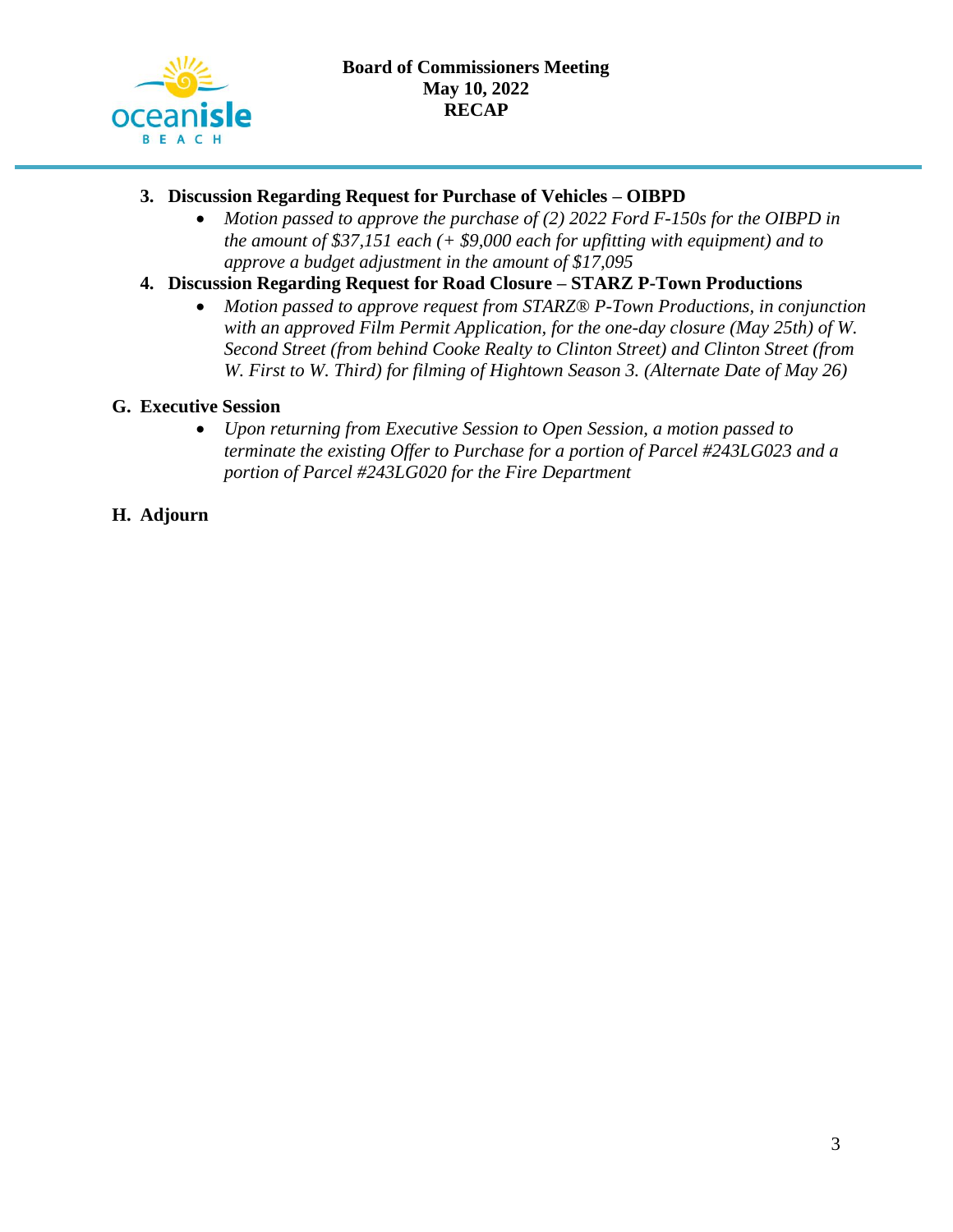**Board of Commissioners Meeting**
**May 10, 2022**
**RECAP**

3. **Discussion Regarding Request for Purchase of Vehicles – OIBPD**
   - *Motion passed to approve the purchase of (2) 2022 Ford F-150s for the OIBPD in the amount of $37,151 each (+ $9,000 each for upfitting with equipment) and to approve a budget adjustment in the amount of $17,095*
4. **Discussion Regarding Request for Road Closure – STARZ P-Town Productions**
   - *Motion passed to approve request from STARZ® P-Town Productions, in conjunction with an approved Film Permit Application, for the one-day closure (May 25th) of W. Second Street (from behind Cooke Realty to Clinton Street) and Clinton Street (from W. First to W. Third) for filming of Hightown Season 3. (Alternate Date of May 26)*

## G. Executive Session

- *Upon returning from Executive Session to Open Session, a motion passed to terminate the existing Offer to Purchase for a portion of Parcel #243LG023 and a portion of Parcel #243LG020 for the Fire Department*

## H. Adjourn